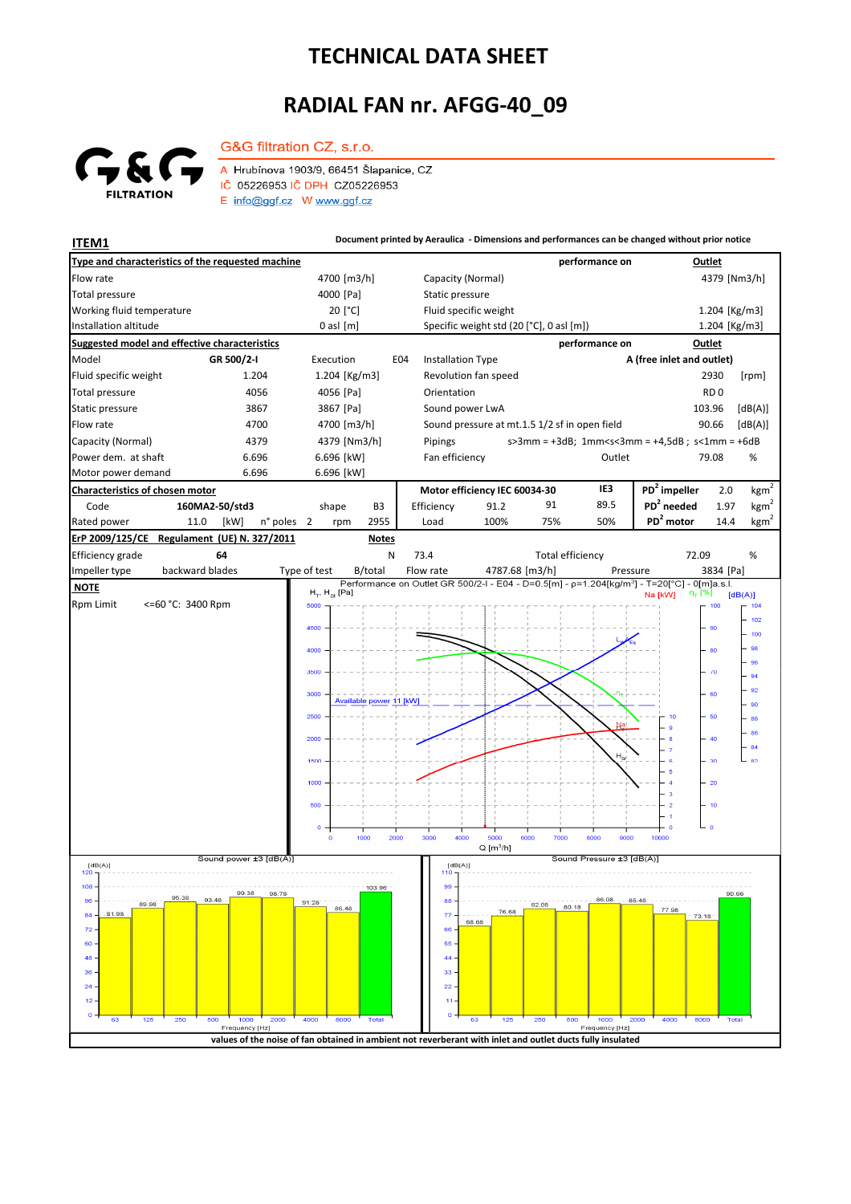# TECHNICAL DATA SHEET

# RADIAL FAN nr. AFGG-40_09

G&G filtration CZ, s.r.o.

A Hrubínova 1903/9, 66451 Šlapanice, CZ
IČ 05226953 IČ DPH CZ05226953
E info@ggf.cz W www.ggf.cz

**ITEM1**

**Document printed by Aeraulica - Dimensions and performances can be changed without prior notice**

| **Type and characteristics of the requested machine** | | | performance on | **Outlet** |
|---|---|---|---|---|
| Flow rate | 4700 [m3/h] | Capacity (Normal) | | 4379 [Nm3/h] |
| Total pressure | 4000 [Pa] | Static pressure | | |
| Working fluid temperature | 20 [°C] | Fluid specific weight | | 1.204 [Kg/m3] |
| Installation altitude | 0 asl [m] | Specific weight std (20 [°C], 0 asl [m]) | | 1.204 [Kg/m3] |

| **Suggested model and effective characteristics** | | | | | performance on | **Outlet** |
|---|---|---|---|---|---|---|
| Model | **GR 500/2-I** | Execution E04 | Installation Type | | **A (free inlet and outlet)** | |
| Fluid specific weight | 1.204 | 1.204 [Kg/m3] | Revolution fan speed | | 2930 | [rpm] |
| Total pressure | 4056 | 4056 [Pa] | Orientation | | RD 0 | |
| Static pressure | 3867 | 3867 [Pa] | Sound power LwA | | 103.96 | [dB(A)] |
| Flow rate | 4700 | 4700 [m3/h] | Sound pressure at mt.1.5 1/2 sf in open field | | 90.66 | [dB(A)] |
| Capacity (Normal) | 4379 | 4379 [Nm3/h] | Pipings | s>3mm = +3dB; 1mm<s<3mm = +4,5dB ; s<1mm = +6dB | | |
| Power dem. at shaft | 6.696 | 6.696 [kW] | Fan efficiency | Outlet | 79.08 | % |
| Motor power demand | 6.696 | 6.696 [kW] | | | | |

| **Characteristics of chosen motor** | | | | **Motor efficiency IEC 60034-30** | | | IE3 | | | |
|---|---|---|---|---|---|---|---|---|---|---|
| Code | 160MA2-50/std3 | shape | B3 | Efficiency | 91.2 | 91 | 89.5 | **$PD^2$ impeller** | 2.0 | $kgm^2$ |
| Rated power | 11.0 [kW] | n° poles 2 | rpm 2955 | Load | 100% | 75% | 50% | **$PD^2$ needed** | 1.97 | $kgm^2$ |
| | | | | | | | | **$PD^2$ motor** | 14.4 | $kgm^2$ |

| **ErP 2009/125/CE Regulament (UE) N. 327/2011** | | **Notes** | | | | |
|---|---|---|---|---|---|---|
| Efficiency grade | 64 | N | 73.4 | Total efficiency | | 72.09 % |
| Impeller type | backward blades | Type of test | B/total | Flow rate 4787.68 [m3/h] | Pressure | 3834 [Pa] |

**NOTE**

Rpm Limit <=60 °C: 3400 Rpm

Performance on Outlet GR 500/2-I - E04 - D=0.5[m] - ρ=1.204[kg/m³] - T=20[°C] - 0[m]a.s.l.

Sound power ±3 [dB(A)]

| Frequency [Hz] | 63 | 125 | 250 | 500 | 1000 | 2000 | 4000 | 8000 | Total |
|---|---|---|---|---|---|---|---|---|---|
| dB(A) | 81.98 | 89.98 | 96.38 | 93.48 | 99.38 | 98.78 | 91.28 | 86.48 | 103.96 |

Sound Pressure ±3 [dB(A)]

| Frequency [Hz] | 63 | 125 | 250 | 500 | 1000 | 2000 | 4000 | 8000 | Total |
|---|---|---|---|---|---|---|---|---|---|
| dB(A) | 68.68 | 76.68 | 82.08 | 80.18 | 86.08 | 85.48 | 77.98 | 73.18 | 90.66 |

**values of the noise of fan obtained in ambient not reverberant with inlet and outlet ducts fully insulated**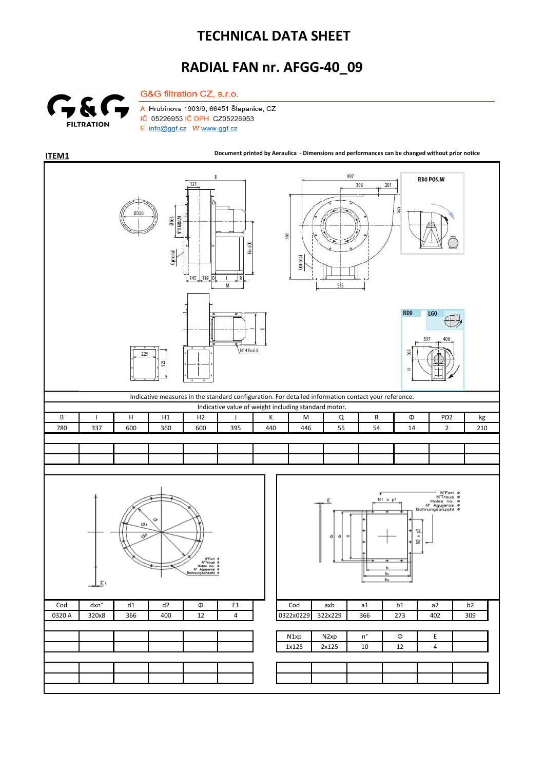# TECHNICAL DATA SHEET

## RADIAL FAN nr. AFGG-40_09

G&G filtration CZ, s.r.o.

A Hrubínova 1903/9, 66451 Šlapanice, CZ
IČ 05226953 IČ DPH CZ05226953
E info@ggf.cz W www.ggf.cz

**ITEM1**

**Document printed by Aeraulica - Dimensions and performances can be changed without prior notice**

Indicative measures in the standard configuration. For detailed information contact your reference.

Indicative value of weight including standard motor.

| B | I | H | H1 | H2 | J | K | M | Q | R | Φ | PD2 | kg |
|---|---|---|---|---|---|---|---|---|---|---|---|---|
| 780 | 337 | 600 | 360 | 600 | 395 | 440 | 446 | 55 | 54 | 14 | 2 | 210 |

| Cod | dxn° | d1 | d2 | Φ | E1 |
|---|---|---|---|---|---|
| 0320 A | 320x8 | 366 | 400 | 12 | 4 |

| Cod | axb | a1 | b1 | a2 | b2 |
|---|---|---|---|---|---|
| 0322x0229 | 322x229 | 366 | 273 | 402 | 309 |

| N1xp | N2xp | n° | Φ | E | |
|---|---|---|---|---|---|
| 1x125 | 2x125 | 10 | 12 | 4 | |